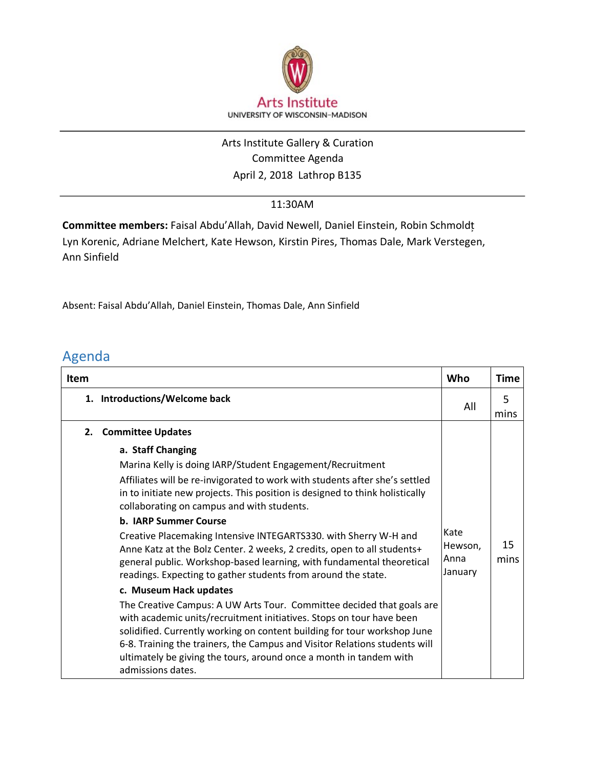Arts Institute
UNIVERSITY OF WISCONSIN–MADISON

Arts Institute Gallery & Curation
Committee Agenda
April 2, 2018 Lathrop B135

11:30AM

**Committee members:** Faisal Abdu'Allah, David Newell, Daniel Einstein, Robin Schmoldt, Lyn Korenic, Adriane Melchert, Kate Hewson, Kirstin Pires, Thomas Dale, Mark Verstegen, Ann Sinfield

Absent: Faisal Abdu'Allah, Daniel Einstein, Thomas Dale, Ann Sinfield

## Agenda

| Item | Who | Time |
|---|---|---|
| **1. Introductions/Welcome back** | All | 5 mins |
| **2. Committee Updates**<br><br>**a. Staff Changing**<br>Marina Kelly is doing IARP/Student Engagement/Recruitment<br>Affiliates will be re-invigorated to work with students after she's settled in to initiate new projects. This position is designed to think holistically collaborating on campus and with students.<br>**b. IARP Summer Course**<br>Creative Placemaking Intensive INTEGARTS330. with Sherry W-H and Anne Katz at the Bolz Center. 2 weeks, 2 credits, open to all students+ general public. Workshop-based learning, with fundamental theoretical readings. Expecting to gather students from around the state.<br>**c. Museum Hack updates**<br>The Creative Campus: A UW Arts Tour. Committee decided that goals are with academic units/recruitment initiatives. Stops on tour have been solidified. Currently working on content building for tour workshop June 6-8. Training the trainers, the Campus and Visitor Relations students will ultimately be giving the tours, around once a month in tandem with admissions dates. | Kate Hewson, Anna January | 15 mins |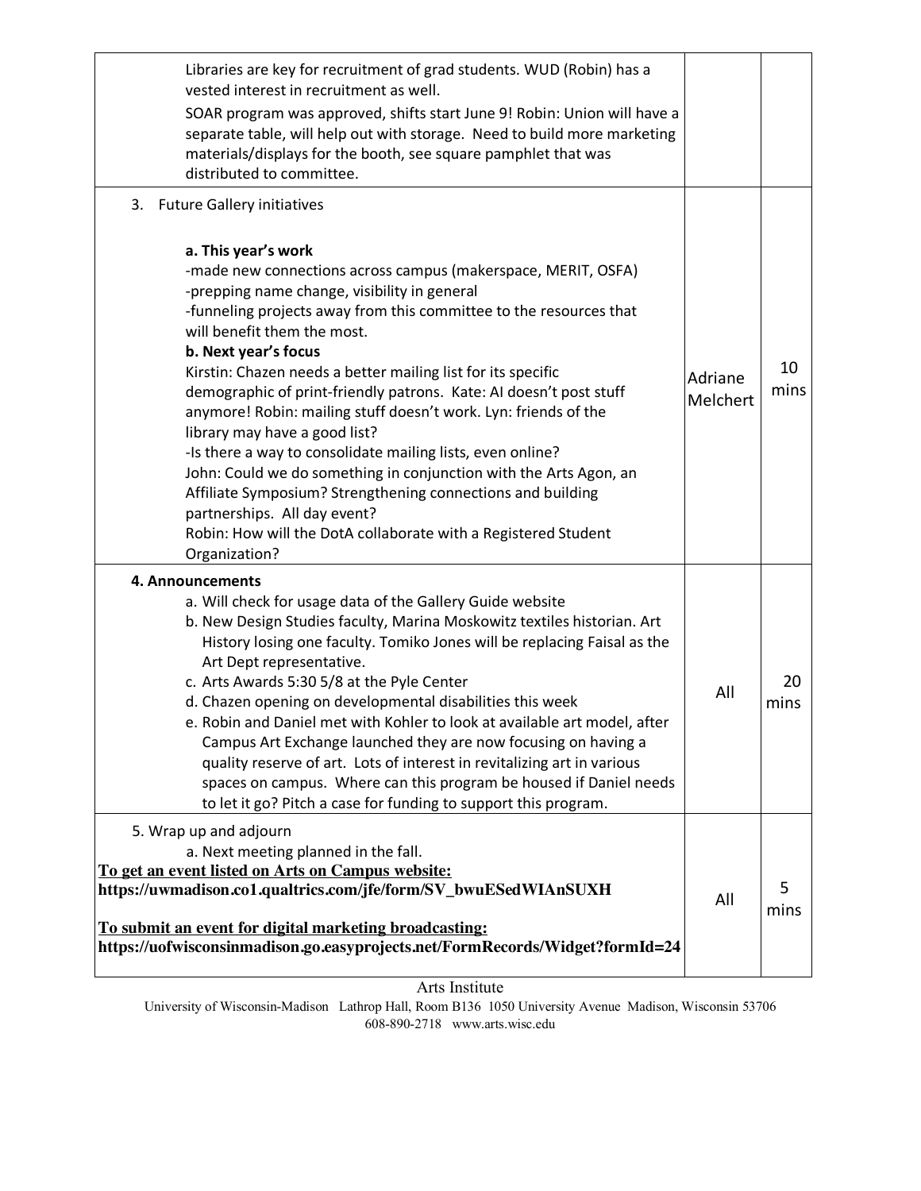| | | |
|---|---|---|
| Libraries are key for recruitment of grad students. WUD (Robin) has a vested interest in recruitment as well.<br>SOAR program was approved, shifts start June 9! Robin: Union will have a separate table, will help out with storage. Need to build more marketing materials/displays for the booth, see square pamphlet that was distributed to committee. | | |
| 3. Future Gallery initiatives<br><br>**a. This year's work**<br>-made new connections across campus (makerspace, MERIT, OSFA)<br>-prepping name change, visibility in general<br>-funneling projects away from this committee to the resources that will benefit them the most.<br>**b. Next year's focus**<br>Kirstin: Chazen needs a better mailing list for its specific demographic of print-friendly patrons. Kate: AI doesn't post stuff anymore! Robin: mailing stuff doesn't work. Lyn: friends of the library may have a good list?<br>-Is there a way to consolidate mailing lists, even online?<br>John: Could we do something in conjunction with the Arts Agon, an Affiliate Symposium? Strengthening connections and building partnerships. All day event?<br>Robin: How will the DotA collaborate with a Registered Student Organization? | Adriane Melchert | 10 mins |
| **4. Announcements**<br>a. Will check for usage data of the Gallery Guide website<br>b. New Design Studies faculty, Marina Moskowitz textiles historian. Art History losing one faculty. Tomiko Jones will be replacing Faisal as the Art Dept representative.<br>c. Arts Awards 5:30 5/8 at the Pyle Center<br>d. Chazen opening on developmental disabilities this week<br>e. Robin and Daniel met with Kohler to look at available art model, after Campus Art Exchange launched they are now focusing on having a quality reserve of art. Lots of interest in revitalizing art in various spaces on campus. Where can this program be housed if Daniel needs to let it go? Pitch a case for funding to support this program. | All | 20 mins |
| 5. Wrap up and adjourn<br>a. Next meeting planned in the fall.<br>**To get an event listed on Arts on Campus website:**<br>**https://uwmadison.co1.qualtrics.com/jfe/form/SV_bwuESedWIAnSUXH**<br><br>**To submit an event for digital marketing broadcasting:**<br>**https://uofwisconsinmadison.go.easyprojects.net/FormRecords/Widget?formId=24** | All | 5 mins |

Arts Institute
University of Wisconsin-Madison Lathrop Hall, Room B136 1050 University Avenue Madison, Wisconsin 53706
608-890-2718 www.arts.wisc.edu